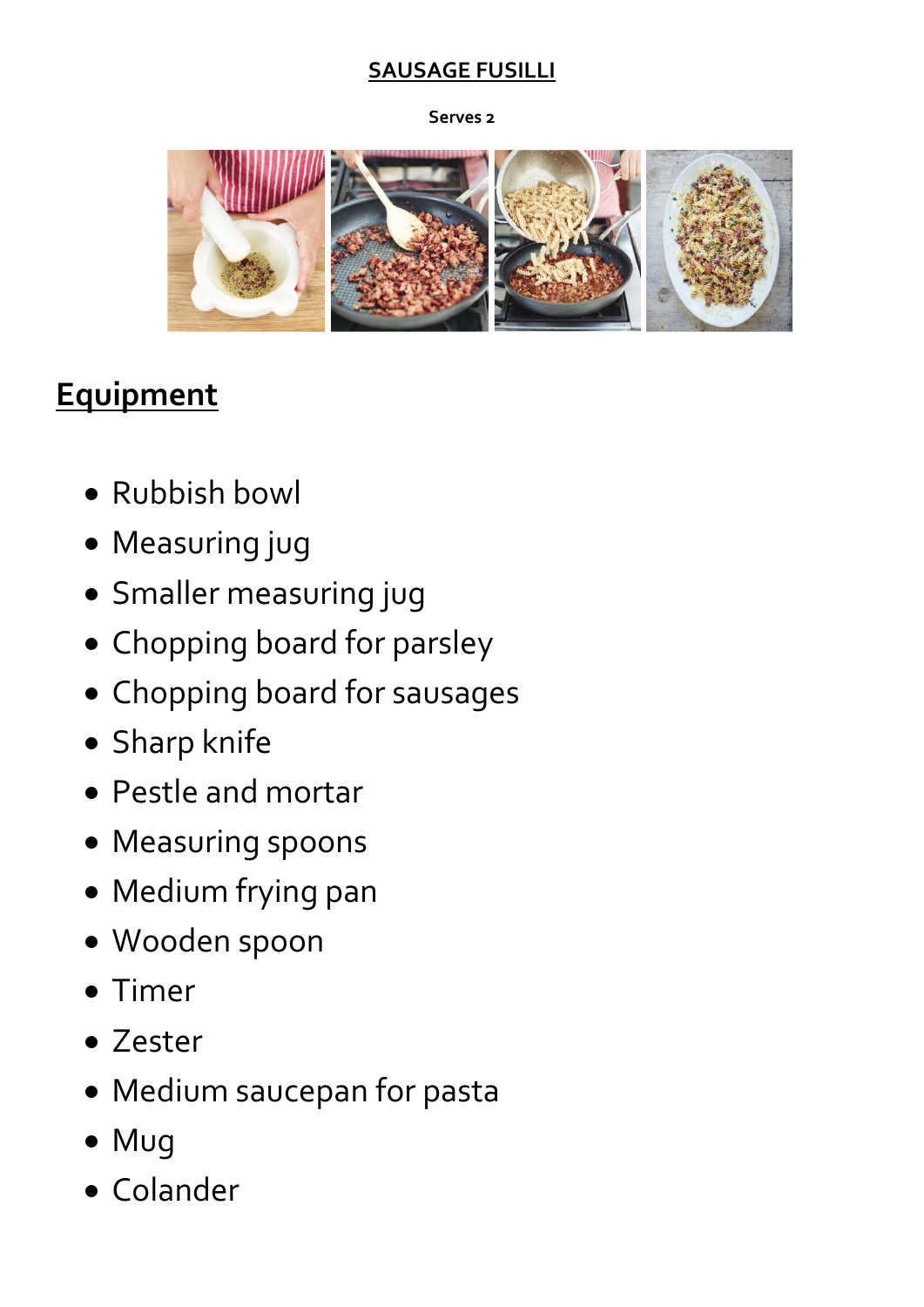# SAUSAGE FUSILLI

**Serves 2**

## Equipment

- Rubbish bowl
- Measuring jug
- Smaller measuring jug
- Chopping board for parsley
- Chopping board for sausages
- Sharp knife
- Pestle and mortar
- Measuring spoons
- Medium frying pan
- Wooden spoon
- Timer
- Zester
- Medium saucepan for pasta
- Mug
- Colander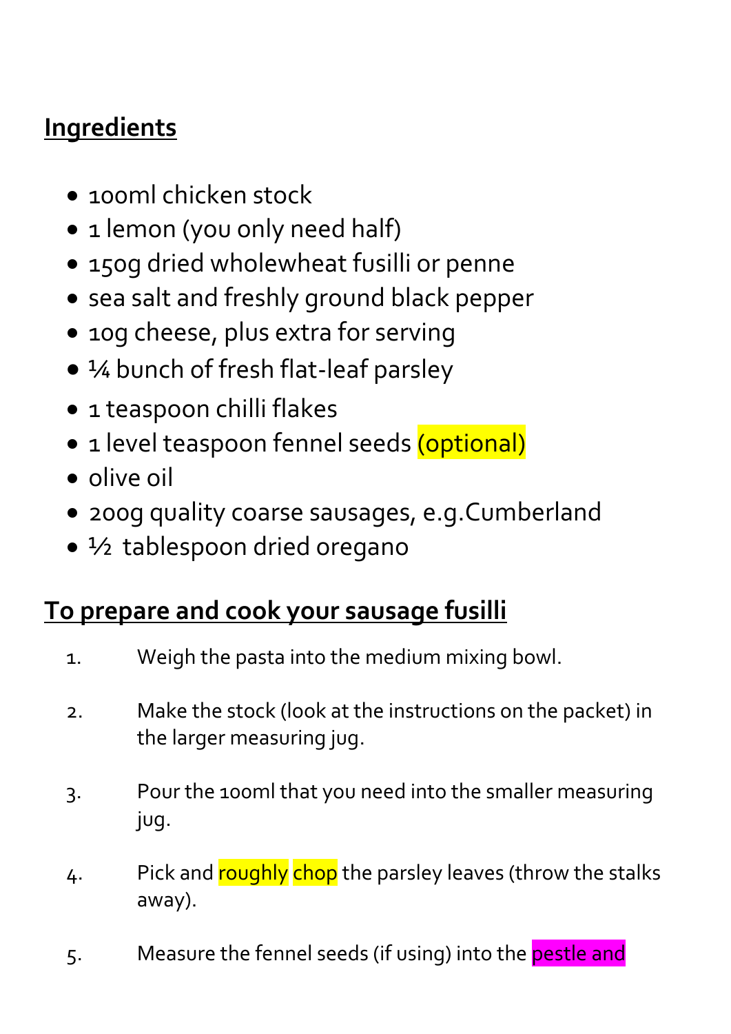**Ingredients**

- 100ml chicken stock
- 1 lemon (you only need half)
- 150g dried wholewheat fusilli or penne
- sea salt and freshly ground black pepper
- 10g cheese, plus extra for serving
- ¼ bunch of fresh flat-leaf parsley
- 1 teaspoon chilli flakes
- 1 level teaspoon fennel seeds (optional)
- olive oil
- 200g quality coarse sausages, e.g.Cumberland
- ½ tablespoon dried oregano

**To prepare and cook your sausage fusilli**

1. Weigh the pasta into the medium mixing bowl.

2. Make the stock (look at the instructions on the packet) in the larger measuring jug.

3. Pour the 100ml that you need into the smaller measuring jug.

4. Pick and roughly chop the parsley leaves (throw the stalks away).

5. Measure the fennel seeds (if using) into the pestle and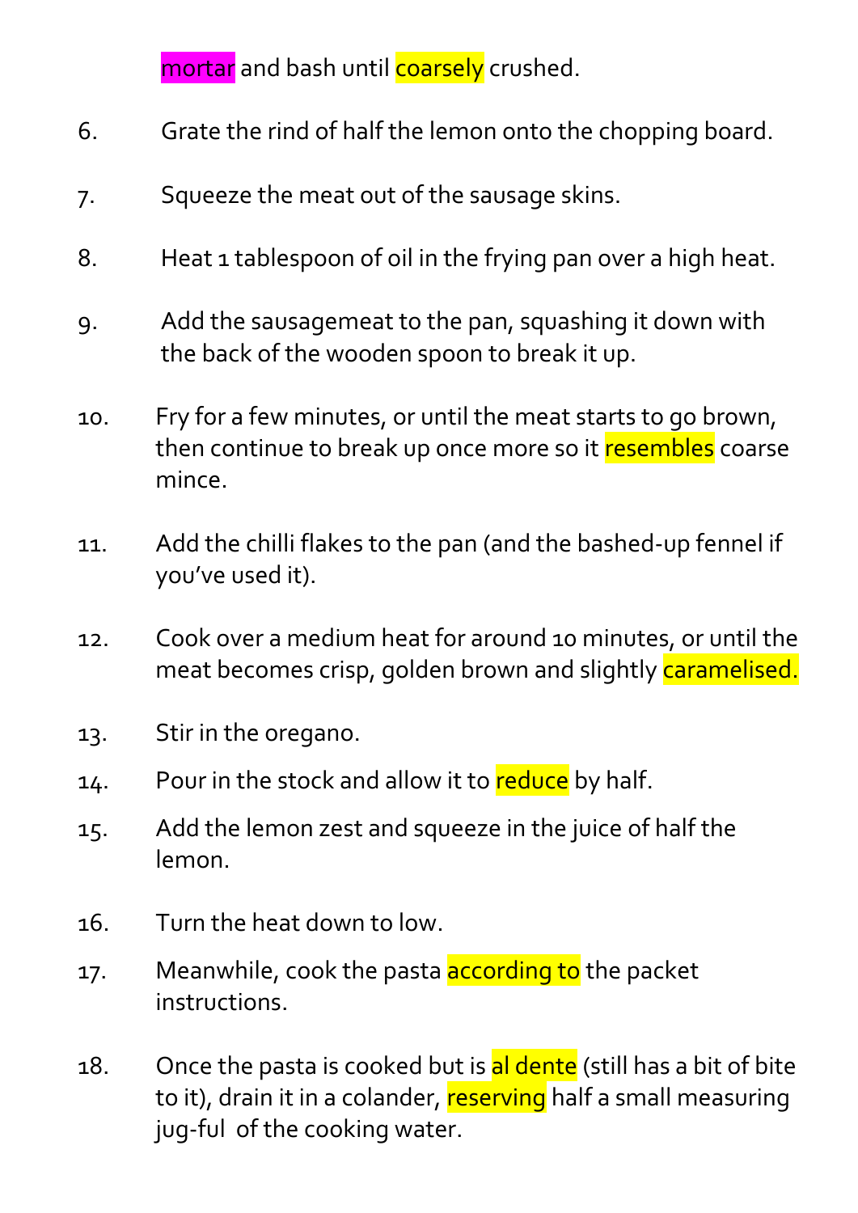mortar and bash until coarsely crushed.

6. Grate the rind of half the lemon onto the chopping board.
7. Squeeze the meat out of the sausage skins.
8. Heat 1 tablespoon of oil in the frying pan over a high heat.
9. Add the sausagemeat to the pan, squashing it down with the back of the wooden spoon to break it up.
10. Fry for a few minutes, or until the meat starts to go brown, then continue to break up once more so it resembles coarse mince.
11. Add the chilli flakes to the pan (and the bashed-up fennel if you've used it).
12. Cook over a medium heat for around 10 minutes, or until the meat becomes crisp, golden brown and slightly caramelised.
13. Stir in the oregano.
14. Pour in the stock and allow it to reduce by half.
15. Add the lemon zest and squeeze in the juice of half the lemon.
16. Turn the heat down to low.
17. Meanwhile, cook the pasta according to the packet instructions.
18. Once the pasta is cooked but is al dente (still has a bit of bite to it), drain it in a colander, reserving half a small measuring jug-ful of the cooking water.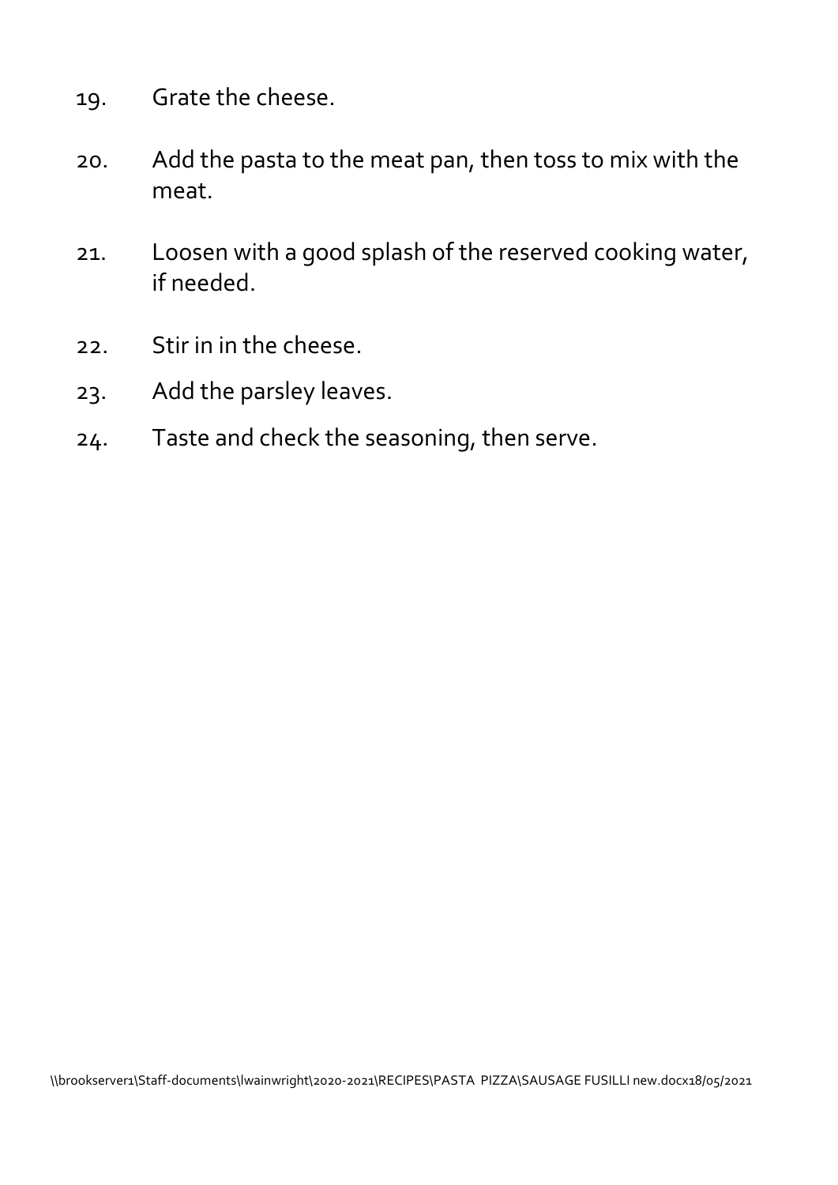19. Grate the cheese.

20. Add the pasta to the meat pan, then toss to mix with the meat.

21. Loosen with a good splash of the reserved cooking water, if needed.

22. Stir in in the cheese.

23. Add the parsley leaves.

24. Taste and check the seasoning, then serve.